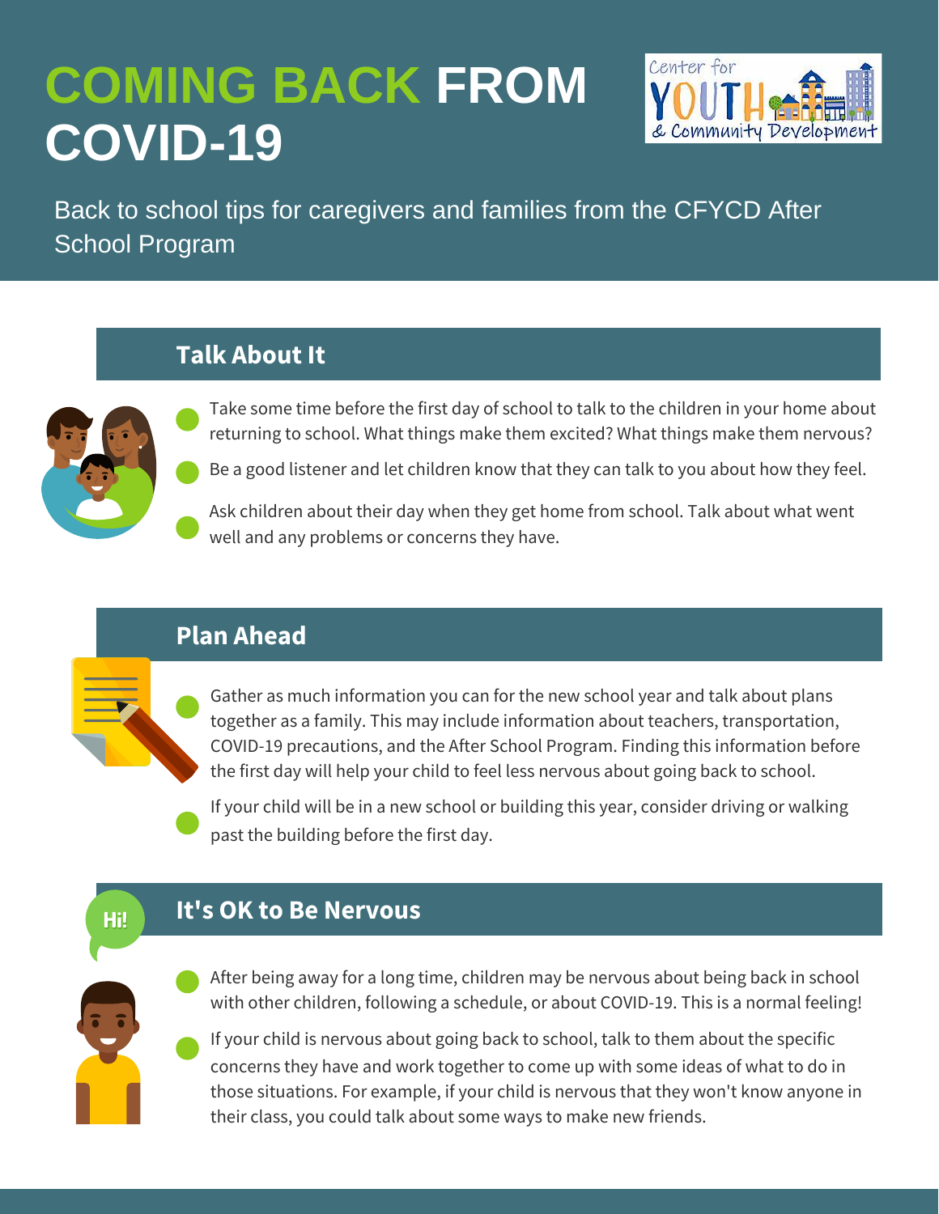# COMING BACK FROM COVID-19

Center for YOUTH & Community Development

Back to school tips for caregivers and families from the CFYCD After School Program

## Talk About It

- Take some time before the first day of school to talk to the children in your home about returning to school. What things make them excited? What things make them nervous?
- Be a good listener and let children know that they can talk to you about how they feel.
- Ask children about their day when they get home from school. Talk about what went well and any problems or concerns they have.

## Plan Ahead

- Gather as much information you can for the new school year and talk about plans together as a family. This may include information about teachers, transportation, COVID-19 precautions, and the After School Program. Finding this information before the first day will help your child to feel less nervous about going back to school.
- If your child will be in a new school or building this year, consider driving or walking past the building before the first day.

## It's OK to Be Nervous

- After being away for a long time, children may be nervous about being back in school with other children, following a schedule, or about COVID-19. This is a normal feeling!
- If your child is nervous about going back to school, talk to them about the specific concerns they have and work together to come up with some ideas of what to do in those situations. For example, if your child is nervous that they won't know anyone in their class, you could talk about some ways to make new friends.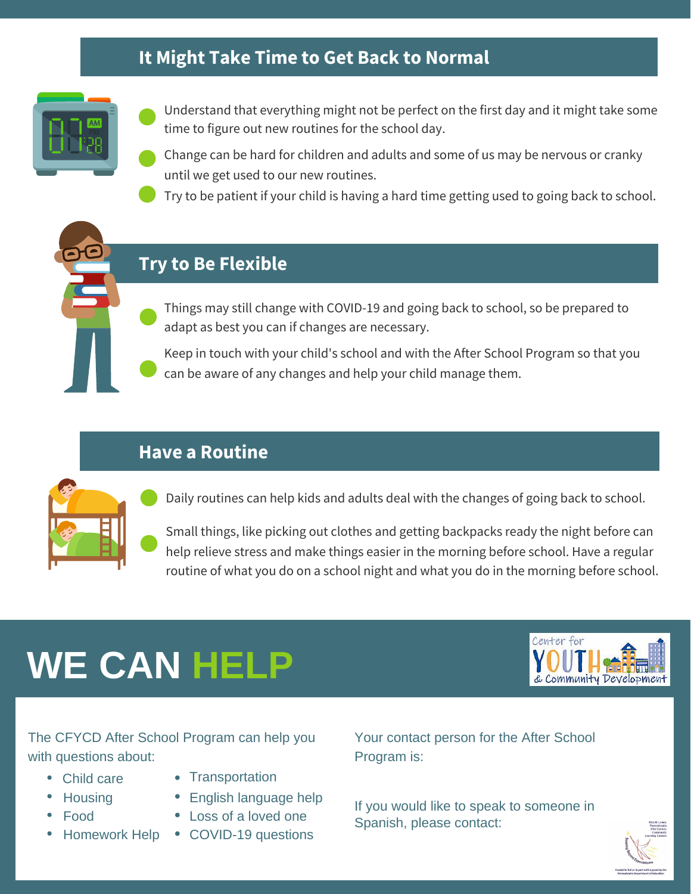## It Might Take Time to Get Back to Normal

- Understand that everything might not be perfect on the first day and it might take some time to figure out new routines for the school day.
- Change can be hard for children and adults and some of us may be nervous or cranky until we get used to our new routines.
- Try to be patient if your child is having a hard time getting used to going back to school.

## Try to Be Flexible

- Things may still change with COVID-19 and going back to school, so be prepared to adapt as best you can if changes are necessary.
- Keep in touch with your child's school and with the After School Program so that you can be aware of any changes and help your child manage them.

## Have a Routine

- Daily routines can help kids and adults deal with the changes of going back to school.
- Small things, like picking out clothes and getting backpacks ready the night before can help relieve stress and make things easier in the morning before school. Have a regular routine of what you do on a school night and what you do in the morning before school.

# WE CAN **HELP**

Center for YOUTH & Community Development

The CFYCD After School Program can help you with questions about:

- Child care
- Housing
- Food
- Homework Help
- Transportation
- English language help
- Loss of a loved one
- COVID-19 questions

Your contact person for the After School Program is:

If you would like to speak to someone in Spanish, please contact: